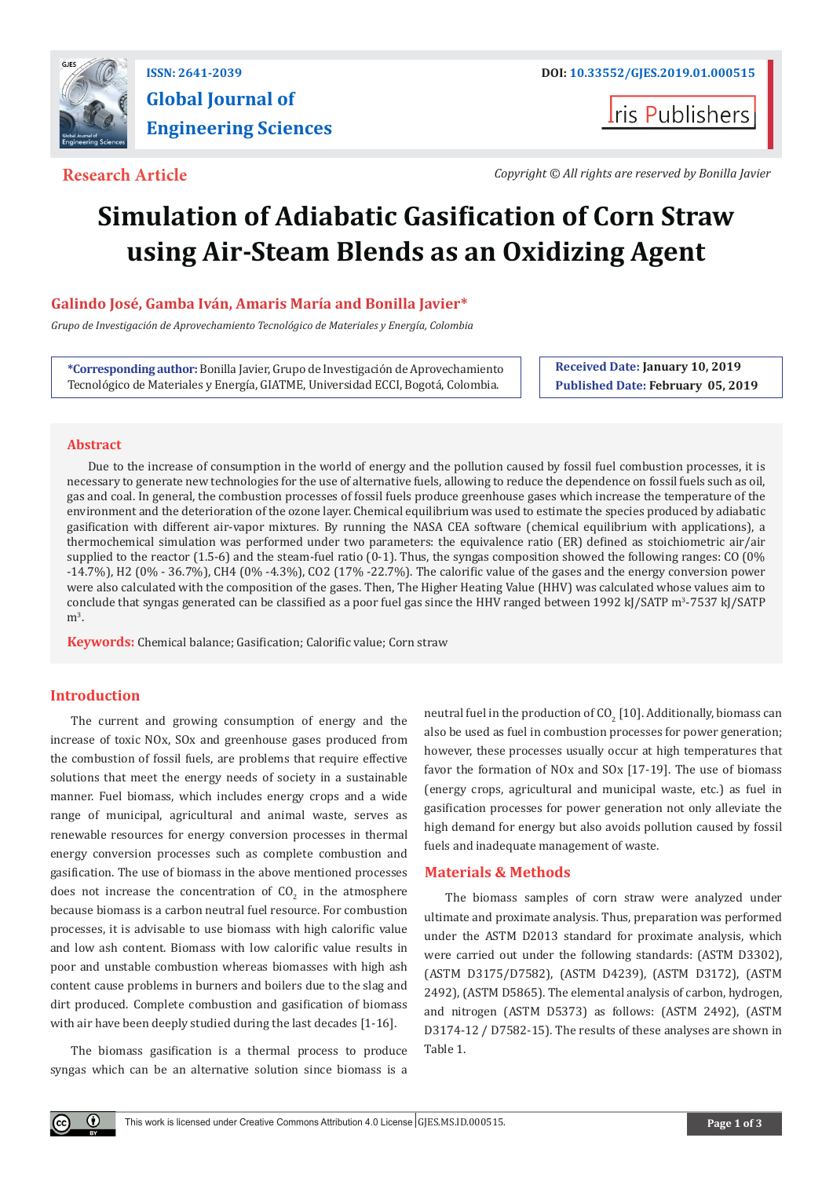ISSN: 2641-2039

**Global Journal of Engineering Sciences**

DOI: 10.33552/GJES.2019.01.000515

Iris Publishers

**Research Article**

*Copyright © All rights are reserved by Bonilla Javier*

# Simulation of Adiabatic Gasification of Corn Straw using Air-Steam Blends as an Oxidizing Agent

**Galindo José, Gamba Iván, Amaris María and Bonilla Javier***

*Grupo de Investigación de Aprovechamiento Tecnológico de Materiales y Energía, Colombia*

**\*Corresponding author:** Bonilla Javier, Grupo de Investigación de Aprovechamiento Tecnológico de Materiales y Energía, GIATME, Universidad ECCI, Bogotá, Colombia.

**Received Date:** January 10, 2019
**Published Date:** February 05, 2019

## Abstract

Due to the increase of consumption in the world of energy and the pollution caused by fossil fuel combustion processes, it is necessary to generate new technologies for the use of alternative fuels, allowing to reduce the dependence on fossil fuels such as oil, gas and coal. In general, the combustion processes of fossil fuels produce greenhouse gases which increase the temperature of the environment and the deterioration of the ozone layer. Chemical equilibrium was used to estimate the species produced by adiabatic gasification with different air-vapor mixtures. By running the NASA CEA software (chemical equilibrium with applications), a thermochemical simulation was performed under two parameters: the equivalence ratio (ER) defined as stoichiometric air/air supplied to the reactor (1.5-6) and the steam-fuel ratio (0-1). Thus, the syngas composition showed the following ranges: CO (0% -14.7%), H2 (0% - 36.7%), CH4 (0% -4.3%), CO2 (17% -22.7%). The calorific value of the gases and the energy conversion power were also calculated with the composition of the gases. Then, The Higher Heating Value (HHV) was calculated whose values aim to conclude that syngas generated can be classified as a poor fuel gas since the HHV ranged between 1992 kJ/SATP $m^3$-7537 kJ/SATP $m^3$.

**Keywords:** Chemical balance; Gasification; Calorific value; Corn straw

## Introduction

The current and growing consumption of energy and the increase of toxic NOx, SOx and greenhouse gases produced from the combustion of fossil fuels, are problems that require effective solutions that meet the energy needs of society in a sustainable manner. Fuel biomass, which includes energy crops and a wide range of municipal, agricultural and animal waste, serves as renewable resources for energy conversion processes in thermal energy conversion processes such as complete combustion and gasification. The use of biomass in the above mentioned processes does not increase the concentration of $CO_2$ in the atmosphere because biomass is a carbon neutral fuel resource. For combustion processes, it is advisable to use biomass with high calorific value and low ash content. Biomass with low calorific value results in poor and unstable combustion whereas biomasses with high ash content cause problems in burners and boilers due to the slag and dirt produced. Complete combustion and gasification of biomass with air have been deeply studied during the last decades [1-16].

The biomass gasification is a thermal process to produce syngas which can be an alternative solution since biomass is a neutral fuel in the production of $CO_2$ [10]. Additionally, biomass can also be used as fuel in combustion processes for power generation; however, these processes usually occur at high temperatures that favor the formation of NOx and SOx [17-19]. The use of biomass (energy crops, agricultural and municipal waste, etc.) as fuel in gasification processes for power generation not only alleviate the high demand for energy but also avoids pollution caused by fossil fuels and inadequate management of waste.

## Materials & Methods

The biomass samples of corn straw were analyzed under ultimate and proximate analysis. Thus, preparation was performed under the ASTM D2013 standard for proximate analysis, which were carried out under the following standards: (ASTM D3302), (ASTM D3175/D7582), (ASTM D4239), (ASTM D3172), (ASTM 2492), (ASTM D5865). The elemental analysis of carbon, hydrogen, and nitrogen (ASTM D5373) as follows: (ASTM 2492), (ASTM D3174-12 / D7582-15). The results of these analyses are shown in Table 1.

This work is licensed under Creative Commons Attribution 4.0 License | GJES.MS.ID.000515.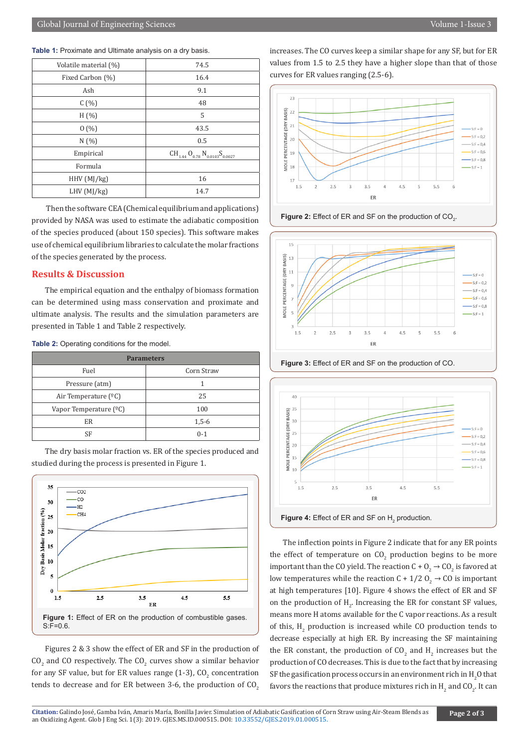**Table 1:** Proximate and Ultimate analysis on a dry basis.

| | |
|---|---|
| Volatile material (%) | 74.5 |
| Fixed Carbon (%) | 16.4 |
| Ash | 9.1 |
| C (%) | 48 |
| H (%) | 5 |
| O (%) | 43.5 |
| N (%) | 0.5 |
| Empirical Formula | $CH_{1.44}O_{0.78}N_{0.0103}S_{0.0027}$ |
| HHV (MJ/kg) | 16 |
| LHV (MJ/kg) | 14.7 |

Then the software CEA (Chemical equilibrium and applications) provided by NASA was used to estimate the adiabatic composition of the species produced (about 150 species). This software makes use of chemical equilibrium libraries to calculate the molar fractions of the species generated by the process.

## Results & Discussion

The empirical equation and the enthalpy of biomass formation can be determined using mass conservation and proximate and ultimate analysis. The results and the simulation parameters are presented in Table 1 and Table 2 respectively.

**Table 2:** Operating conditions for the model.

| Parameters | |
|---|---|
| Fuel | Corn Straw |
| Pressure (atm) | 1 |
| Air Temperature (ºC) | 25 |
| Vapor Temperature (ºC) | 100 |
| ER | 1,5-6 |
| SF | 0-1 |

The dry basis molar fraction vs. ER of the species produced and studied during the process is presented in Figure 1.

**Figure 1:** Effect of ER on the production of combustible gases. S:F=0.6.

Figures 2 & 3 show the effect of ER and SF in the production of $CO_2$ and CO respectively. The $CO_2$ curves show a similar behavior for any SF value, but for ER values range (1-3), $CO_2$ concentration tends to decrease and for ER between 3-6, the production of $CO_2$ increases. The CO curves keep a similar shape for any SF, but for ER values from 1.5 to 2.5 they have a higher slope than that of those curves for ER values ranging (2.5-6).

**Figure 2:** Effect of ER and SF on the production of $CO_2$.

**Figure 3:** Effect of ER and SF on the production of CO.

**Figure 4:** Effect of ER and SF on $H_2$ production.

The inflection points in Figure 2 indicate that for any ER points the effect of temperature on $CO_2$ production begins to be more important than the CO yield. The reaction $C + O_2 \rightarrow CO_2$ is favored at low temperatures while the reaction $C + 1/2\ O_2 \rightarrow CO$ is important at high temperatures [10]. Figure 4 shows the effect of ER and SF on the production of $H_2$. Increasing the ER for constant SF values, means more H atoms available for the C vapor reactions. As a result of this, $H_2$ production is increased while CO production tends to decrease especially at high ER. By increasing the SF maintaining the ER constant, the production of $CO_2$ and $H_2$ increases but the production of CO decreases. This is due to the fact that by increasing SF the gasification process occurs in an environment rich in $H_2O$ that favors the reactions that produce mixtures rich in $H_2$ and $CO_2$. It can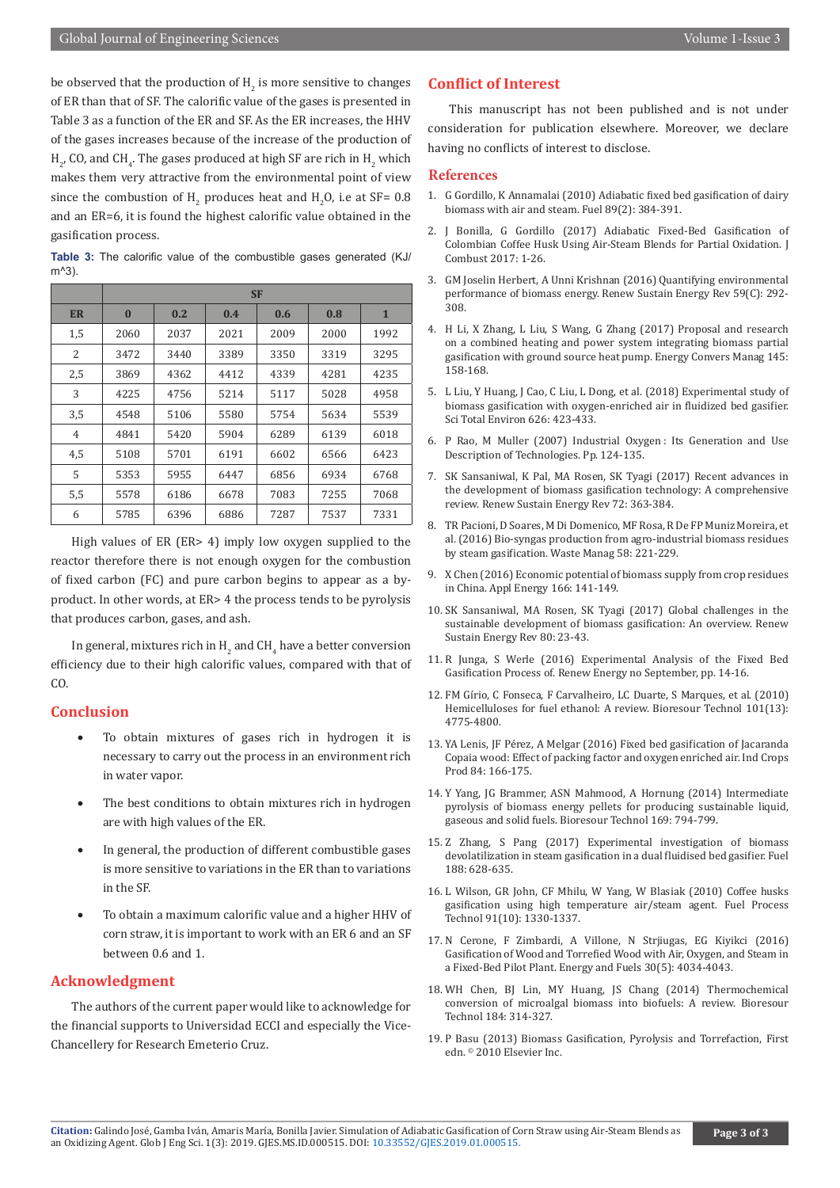be observed that the production of $H_2$ is more sensitive to changes of ER than that of SF. The calorific value of the gases is presented in Table 3 as a function of the ER and SF. As the ER increases, the HHV of the gases increases because of the increase of the production of $H_2$, CO, and $CH_4$. The gases produced at high SF are rich in $H_2$ which makes them very attractive from the environmental point of view since the combustion of $H_2$ produces heat and $H_2O$, i.e at SF= 0.8 and an ER=6, it is found the highest calorific value obtained in the gasification process.

**Table 3:** The calorific value of the combustible gases generated (KJ/m^3).

| | SF | | | | | |
|---|---|---|---|---|---|---|
| **ER** | **0** | **0.2** | **0.4** | **0.6** | **0.8** | **1** |
| 1,5 | 2060 | 2037 | 2021 | 2009 | 2000 | 1992 |
| 2 | 3472 | 3440 | 3389 | 3350 | 3319 | 3295 |
| 2,5 | 3869 | 4362 | 4412 | 4339 | 4281 | 4235 |
| 3 | 4225 | 4756 | 5214 | 5117 | 5028 | 4958 |
| 3,5 | 4548 | 5106 | 5580 | 5754 | 5634 | 5539 |
| 4 | 4841 | 5420 | 5904 | 6289 | 6139 | 6018 |
| 4,5 | 5108 | 5701 | 6191 | 6602 | 6566 | 6423 |
| 5 | 5353 | 5955 | 6447 | 6856 | 6934 | 6768 |
| 5,5 | 5578 | 6186 | 6678 | 7083 | 7255 | 7068 |
| 6 | 5785 | 6396 | 6886 | 7287 | 7537 | 7331 |

High values of ER (ER> 4) imply low oxygen supplied to the reactor therefore there is not enough oxygen for the combustion of fixed carbon (FC) and pure carbon begins to appear as a by-product. In other words, at ER> 4 the process tends to be pyrolysis that produces carbon, gases, and ash.

In general, mixtures rich in $H_2$ and $CH_4$ have a better conversion efficiency due to their high calorific values, compared with that of CO.

## Conclusion

- To obtain mixtures of gases rich in hydrogen it is necessary to carry out the process in an environment rich in water vapor.
- The best conditions to obtain mixtures rich in hydrogen are with high values of the ER.
- In general, the production of different combustible gases is more sensitive to variations in the ER than to variations in the SF.
- To obtain a maximum calorific value and a higher HHV of corn straw, it is important to work with an ER 6 and an SF between 0.6 and 1.

## Acknowledgment

The authors of the current paper would like to acknowledge for the financial supports to Universidad ECCI and especially the Vice-Chancellery for Research Emeterio Cruz.

## Conflict of Interest

This manuscript has not been published and is not under consideration for publication elsewhere. Moreover, we declare having no conflicts of interest to disclose.

## References

1. G Gordillo, K Annamalai (2010) Adiabatic fixed bed gasification of dairy biomass with air and steam. Fuel 89(2): 384-391.
2. J Bonilla, G Gordillo (2017) Adiabatic Fixed-Bed Gasification of Colombian Coffee Husk Using Air-Steam Blends for Partial Oxidation. J Combust 2017: 1-26.
3. GM Joselin Herbert, A Unni Krishnan (2016) Quantifying environmental performance of biomass energy. Renew Sustain Energy Rev 59(C): 292-308.
4. H Li, X Zhang, L Liu, S Wang, G Zhang (2017) Proposal and research on a combined heating and power system integrating biomass partial gasification with ground source heat pump. Energy Convers Manag 145: 158-168.
5. L Liu, Y Huang, J Cao, C Liu, L Dong, et al. (2018) Experimental study of biomass gasification with oxygen-enriched air in fluidized bed gasifier. Sci Total Environ 626: 423-433.
6. P Rao, M Muller (2007) Industrial Oxygen : Its Generation and Use Description of Technologies. Pp. 124-135.
7. SK Sansaniwal, K Pal, MA Rosen, SK Tyagi (2017) Recent advances in the development of biomass gasification technology: A comprehensive review. Renew Sustain Energy Rev 72: 363-384.
8. TR Pacioni, D Soares, M Di Domenico, MF Rosa, R De FP Muniz Moreira, et al. (2016) Bio-syngas production from agro-industrial biomass residues by steam gasification. Waste Manag 58: 221-229.
9. X Chen (2016) Economic potential of biomass supply from crop residues in China. Appl Energy 166: 141-149.
10. SK Sansaniwal, MA Rosen, SK Tyagi (2017) Global challenges in the sustainable development of biomass gasification: An overview. Renew Sustain Energy Rev 80: 23-43.
11. R Junga, S Werle (2016) Experimental Analysis of the Fixed Bed Gasification Process of. Renew Energy no September, pp. 14-16.
12. FM Gírio, C Fonseca, F Carvalheiro, LC Duarte, S Marques, et al. (2010) Hemicelluloses for fuel ethanol: A review. Bioresour Technol 101(13): 4775-4800.
13. YA Lenis, JF Pérez, A Melgar (2016) Fixed bed gasification of Jacaranda Copaia wood: Effect of packing factor and oxygen enriched air. Ind Crops Prod 84: 166-175.
14. Y Yang, JG Brammer, ASN Mahmood, A Hornung (2014) Intermediate pyrolysis of biomass energy pellets for producing sustainable liquid, gaseous and solid fuels. Bioresour Technol 169: 794-799.
15. Z Zhang, S Pang (2017) Experimental investigation of biomass devolatilization in steam gasification in a dual fluidised bed gasifier. Fuel 188: 628-635.
16. L Wilson, GR John, CF Mhilu, W Yang, W Blasiak (2010) Coffee husks gasification using high temperature air/steam agent. Fuel Process Technol 91(10): 1330-1337.
17. N Cerone, F Zimbardi, A Villone, N Strjiugas, EG Kiyikci (2016) Gasification of Wood and Torrefied Wood with Air, Oxygen, and Steam in a Fixed-Bed Pilot Plant. Energy and Fuels 30(5): 4034-4043.
18. WH Chen, BJ Lin, MY Huang, JS Chang (2014) Thermochemical conversion of microalgal biomass into biofuels: A review. Bioresour Technol 184: 314-327.
19. P Basu (2013) Biomass Gasification, Pyrolysis and Torrefaction, First edn. © 2010 Elsevier Inc.